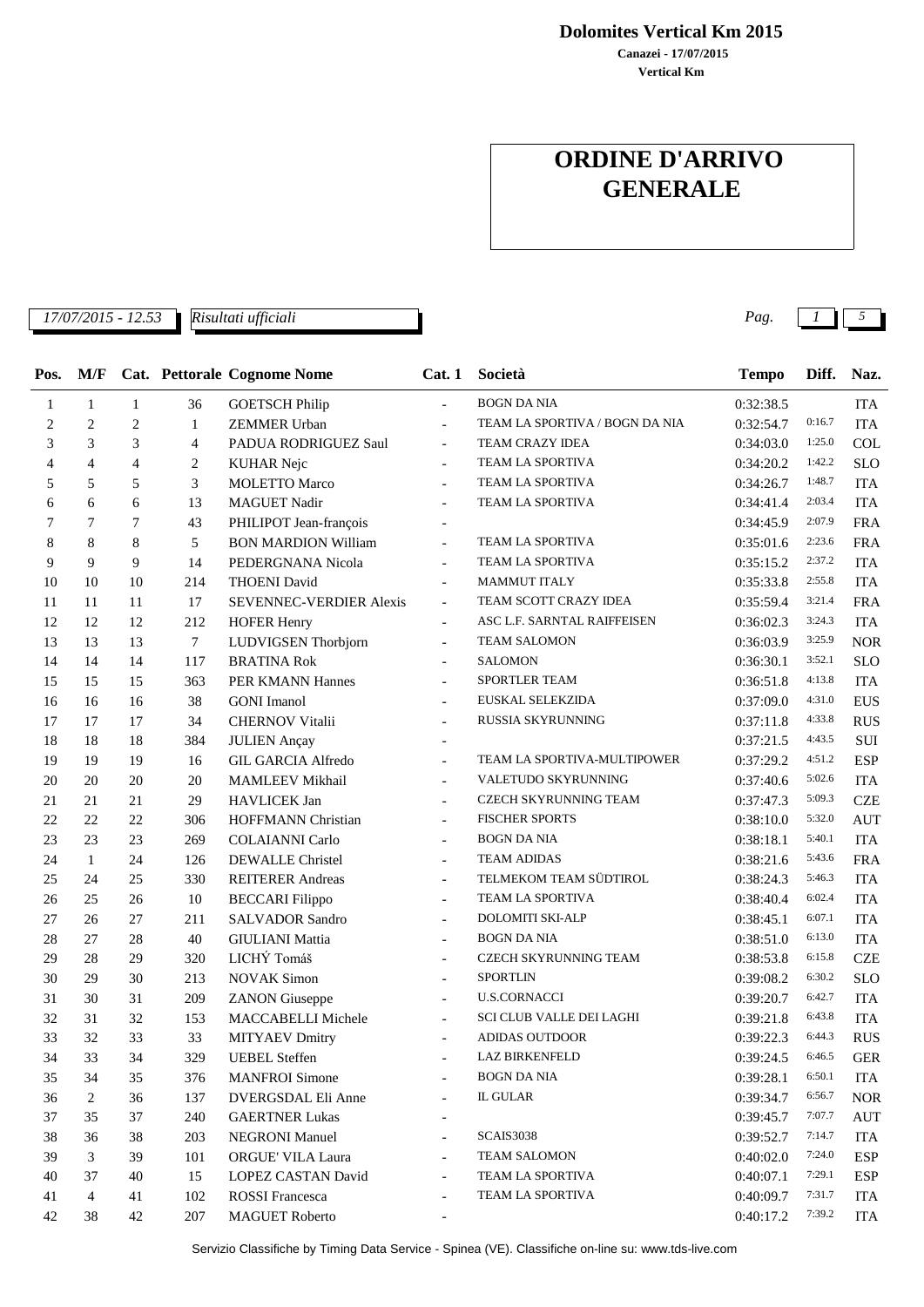**Dolomites Vertical Km 2015**

**Canazei - 17/07/2015**

**Vertical Km**

# ORDINE D'ARRIVO GENERALE

*17/07/2015 - 12.53* *Risultati ufficiali*

| Pos. | M/F | Cat. | Pettorale | Cognome Nome | Cat. 1 | Società | Tempo | Diff. | Naz. |
|---|---|---|---|---|---|---|---|---|---|
| 1 | 1 | 1 | 36 | GOETSCH Philip | - | BOGN DA NIA | 0:32:38.5 | | ITA |
| 2 | 2 | 2 | 1 | ZEMMER Urban | - | TEAM LA SPORTIVA / BOGN DA NIA | 0:32:54.7 | 0:16.7 | ITA |
| 3 | 3 | 3 | 4 | PADUA RODRIGUEZ Saul | - | TEAM CRAZY IDEA | 0:34:03.0 | 1:25.0 | COL |
| 4 | 4 | 4 | 2 | KUHAR Nejc | - | TEAM LA SPORTIVA | 0:34:20.2 | 1:42.2 | SLO |
| 5 | 5 | 5 | 3 | MOLETTO Marco | - | TEAM LA SPORTIVA | 0:34:26.7 | 1:48.7 | ITA |
| 6 | 6 | 6 | 13 | MAGUET Nadir | - | TEAM LA SPORTIVA | 0:34:41.4 | 2:03.4 | ITA |
| 7 | 7 | 7 | 43 | PHILIPOT Jean-françois | - | | 0:34:45.9 | 2:07.9 | FRA |
| 8 | 8 | 8 | 5 | BON MARDION William | - | TEAM LA SPORTIVA | 0:35:01.6 | 2:23.6 | FRA |
| 9 | 9 | 9 | 14 | PEDERGNANA Nicola | - | TEAM LA SPORTIVA | 0:35:15.2 | 2:37.2 | ITA |
| 10 | 10 | 10 | 214 | THOENI David | - | MAMMUT ITALY | 0:35:33.8 | 2:55.8 | ITA |
| 11 | 11 | 11 | 17 | SEVENNEC-VERDIER Alexis | - | TEAM SCOTT CRAZY IDEA | 0:35:59.4 | 3:21.4 | FRA |
| 12 | 12 | 12 | 212 | HOFER Henry | - | ASC L.F. SARNTAL RAIFFEISEN | 0:36:02.3 | 3:24.3 | ITA |
| 13 | 13 | 13 | 7 | LUDVIGSEN Thorbjorn | - | TEAM SALOMON | 0:36:03.9 | 3:25.9 | NOR |
| 14 | 14 | 14 | 117 | BRATINA Rok | - | SALOMON | 0:36:30.1 | 3:52.1 | SLO |
| 15 | 15 | 15 | 363 | PER KMANN Hannes | - | SPORTLER TEAM | 0:36:51.8 | 4:13.8 | ITA |
| 16 | 16 | 16 | 38 | GONI Imanol | - | EUSKAL SELEKZIDA | 0:37:09.0 | 4:31.0 | EUS |
| 17 | 17 | 17 | 34 | CHERNOV Vitalii | - | RUSSIA SKYRUNNING | 0:37:11.8 | 4:33.8 | RUS |
| 18 | 18 | 18 | 384 | JULIEN Ançay | - | | 0:37:21.5 | 4:43.5 | SUI |
| 19 | 19 | 19 | 16 | GIL GARCIA Alfredo | - | TEAM LA SPORTIVA-MULTIPOWER | 0:37:29.2 | 4:51.2 | ESP |
| 20 | 20 | 20 | 20 | MAMLEEV Mikhail | - | VALETUDO SKYRUNNING | 0:37:40.6 | 5:02.6 | ITA |
| 21 | 21 | 21 | 29 | HAVLICEK Jan | - | CZECH SKYRUNNING TEAM | 0:37:47.3 | 5:09.3 | CZE |
| 22 | 22 | 22 | 306 | HOFFMANN Christian | - | FISCHER SPORTS | 0:38:10.0 | 5:32.0 | AUT |
| 23 | 23 | 23 | 269 | COLAIANNI Carlo | - | BOGN DA NIA | 0:38:18.1 | 5:40.1 | ITA |
| 24 | 1 | 24 | 126 | DEWALLE Christel | - | TEAM ADIDAS | 0:38:21.6 | 5:43.6 | FRA |
| 25 | 24 | 25 | 330 | REITERER Andreas | - | TELMEKOM TEAM SÜDTIROL | 0:38:24.3 | 5:46.3 | ITA |
| 26 | 25 | 26 | 10 | BECCARI Filippo | - | TEAM LA SPORTIVA | 0:38:40.4 | 6:02.4 | ITA |
| 27 | 26 | 27 | 211 | SALVADOR Sandro | - | DOLOMITI SKI-ALP | 0:38:45.1 | 6:07.1 | ITA |
| 28 | 27 | 28 | 40 | GIULIANI Mattia | - | BOGN DA NIA | 0:38:51.0 | 6:13.0 | ITA |
| 29 | 28 | 29 | 320 | LICHÝ Tomáš | - | CZECH SKYRUNNING TEAM | 0:38:53.8 | 6:15.8 | CZE |
| 30 | 29 | 30 | 213 | NOVAK Simon | - | SPORTLIN | 0:39:08.2 | 6:30.2 | SLO |
| 31 | 30 | 31 | 209 | ZANON Giuseppe | - | U.S.CORNACCI | 0:39:20.7 | 6:42.7 | ITA |
| 32 | 31 | 32 | 153 | MACCABELLI Michele | - | SCI CLUB VALLE DEI LAGHI | 0:39:21.8 | 6:43.8 | ITA |
| 33 | 32 | 33 | 33 | MITYAEV Dmitry | - | ADIDAS OUTDOOR | 0:39:22.3 | 6:44.3 | RUS |
| 34 | 33 | 34 | 329 | UEBEL Steffen | - | LAZ BIRKENFELD | 0:39:24.5 | 6:46.5 | GER |
| 35 | 34 | 35 | 376 | MANFROI Simone | - | BOGN DA NIA | 0:39:28.1 | 6:50.1 | ITA |
| 36 | 2 | 36 | 137 | DVERGSDAL Eli Anne | - | IL GULAR | 0:39:34.7 | 6:56.7 | NOR |
| 37 | 35 | 37 | 240 | GAERTNER Lukas | - | | 0:39:45.7 | 7:07.7 | AUT |
| 38 | 36 | 38 | 203 | NEGRONI Manuel | - | SCAIS3038 | 0:39:52.7 | 7:14.7 | ITA |
| 39 | 3 | 39 | 101 | ORGUE' VILA Laura | - | TEAM SALOMON | 0:40:02.0 | 7:24.0 | ESP |
| 40 | 37 | 40 | 15 | LOPEZ CASTAN David | - | TEAM LA SPORTIVA | 0:40:07.1 | 7:29.1 | ESP |
| 41 | 4 | 41 | 102 | ROSSI Francesca | - | TEAM LA SPORTIVA | 0:40:09.7 | 7:31.7 | ITA |
| 42 | 38 | 42 | 207 | MAGUET Roberto | - | | 0:40:17.2 | 7:39.2 | ITA |

Servizio Classifiche by Timing Data Service - Spinea (VE). Classifiche on-line su: www.tds-live.com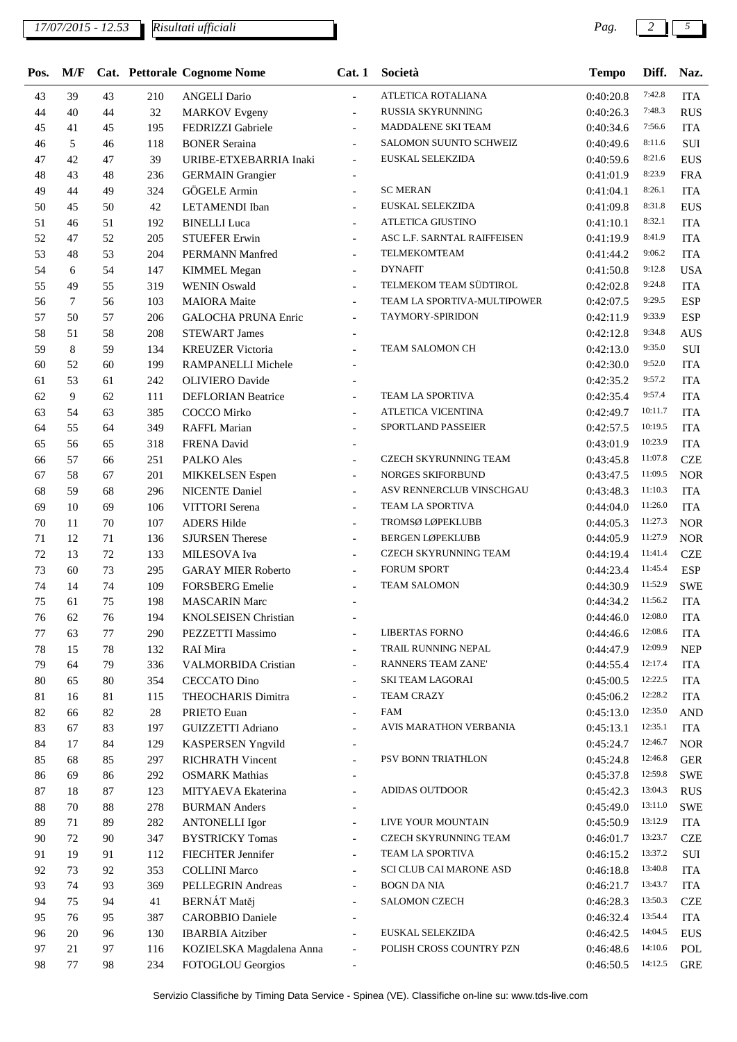| Pos. | M/F | Cat. | Pettorale | Cognome Nome | Cat. 1 | Società | Tempo | Diff. | Naz. |
|---|---|---|---|---|---|---|---|---|---|
| 43 | 39 | 43 | 210 | ANGELI Dario | - | ATLETICA ROTALIANA | 0:40:20.8 | 7:42.8 | ITA |
| 44 | 40 | 44 | 32 | MARKOV Evgeny | - | RUSSIA SKYRUNNING | 0:40:26.3 | 7:48.3 | RUS |
| 45 | 41 | 45 | 195 | FEDRIZZI Gabriele | - | MADDALENE SKI TEAM | 0:40:34.6 | 7:56.6 | ITA |
| 46 | 5 | 46 | 118 | BONER Seraina | - | SALOMON SUUNTO SCHWEIZ | 0:40:49.6 | 8:11.6 | SUI |
| 47 | 42 | 47 | 39 | URIBE-ETXEBARRIA Inaki | - | EUSKAL SELEKZIDA | 0:40:59.6 | 8:21.6 | EUS |
| 48 | 43 | 48 | 236 | GERMAIN Grangier | - | | 0:41:01.9 | 8:23.9 | FRA |
| 49 | 44 | 49 | 324 | GÖGELE Armin | - | SC MERAN | 0:41:04.1 | 8:26.1 | ITA |
| 50 | 45 | 50 | 42 | LETAMENDI Iban | - | EUSKAL SELEKZIDA | 0:41:09.8 | 8:31.8 | EUS |
| 51 | 46 | 51 | 192 | BINELLI Luca | - | ATLETICA GIUSTINO | 0:41:10.1 | 8:32.1 | ITA |
| 52 | 47 | 52 | 205 | STUEFER Erwin | - | ASC L.F. SARNTAL RAIFFEISEN | 0:41:19.9 | 8:41.9 | ITA |
| 53 | 48 | 53 | 204 | PERMANN Manfred | - | TELMEKOMTEAM | 0:41:44.2 | 9:06.2 | ITA |
| 54 | 6 | 54 | 147 | KIMMEL Megan | - | DYNAFIT | 0:41:50.8 | 9:12.8 | USA |
| 55 | 49 | 55 | 319 | WENIN Oswald | - | TELMEKOM TEAM SÜDTIROL | 0:42:02.8 | 9:24.8 | ITA |
| 56 | 7 | 56 | 103 | MAIORA Maite | - | TEAM LA SPORTIVA-MULTIPOWER | 0:42:07.5 | 9:29.5 | ESP |
| 57 | 50 | 57 | 206 | GALOCHA PRUNA Enric | - | TAYMORY-SPIRIDON | 0:42:11.9 | 9:33.9 | ESP |
| 58 | 51 | 58 | 208 | STEWART James | - | | 0:42:12.8 | 9:34.8 | AUS |
| 59 | 8 | 59 | 134 | KREUZER Victoria | - | TEAM SALOMON CH | 0:42:13.0 | 9:35.0 | SUI |
| 60 | 52 | 60 | 199 | RAMPANELLI Michele | - | | 0:42:30.0 | 9:52.0 | ITA |
| 61 | 53 | 61 | 242 | OLIVIERO Davide | - | | 0:42:35.2 | 9:57.2 | ITA |
| 62 | 9 | 62 | 111 | DEFLORIAN Beatrice | - | TEAM LA SPORTIVA | 0:42:35.4 | 9:57.4 | ITA |
| 63 | 54 | 63 | 385 | COCCO Mirko | - | ATLETICA VICENTINA | 0:42:49.7 | 10:11.7 | ITA |
| 64 | 55 | 64 | 349 | RAFFL Marian | - | SPORTLAND PASSEIER | 0:42:57.5 | 10:19.5 | ITA |
| 65 | 56 | 65 | 318 | FRENA David | - | | 0:43:01.9 | 10:23.9 | ITA |
| 66 | 57 | 66 | 251 | PALKO Ales | - | CZECH SKYRUNNING TEAM | 0:43:45.8 | 11:07.8 | CZE |
| 67 | 58 | 67 | 201 | MIKKELSEN Espen | - | NORGES SKIFORBUND | 0:43:47.5 | 11:09.5 | NOR |
| 68 | 59 | 68 | 296 | NICENTE Daniel | - | ASV RENNERCLUB VINSCHGAU | 0:43:48.3 | 11:10.3 | ITA |
| 69 | 10 | 69 | 106 | VITTORI Serena | - | TEAM LA SPORTIVA | 0:44:04.0 | 11:26.0 | ITA |
| 70 | 11 | 70 | 107 | ADERS Hilde | - | TROMSØ LØPEKLUBB | 0:44:05.3 | 11:27.3 | NOR |
| 71 | 12 | 71 | 136 | SJURSEN Therese | - | BERGEN LØPEKLUBB | 0:44:05.9 | 11:27.9 | NOR |
| 72 | 13 | 72 | 133 | MILESOVA Iva | - | CZECH SKYRUNNING TEAM | 0:44:19.4 | 11:41.4 | CZE |
| 73 | 60 | 73 | 295 | GARAY MIER Roberto | - | FORUM SPORT | 0:44:23.4 | 11:45.4 | ESP |
| 74 | 14 | 74 | 109 | FORSBERG Emelie | - | TEAM SALOMON | 0:44:30.9 | 11:52.9 | SWE |
| 75 | 61 | 75 | 198 | MASCARIN Marc | - | | 0:44:34.2 | 11:56.2 | ITA |
| 76 | 62 | 76 | 194 | KNOLSEISEN Christian | - | | 0:44:46.0 | 12:08.0 | ITA |
| 77 | 63 | 77 | 290 | PEZZETTI Massimo | - | LIBERTAS FORNO | 0:44:46.6 | 12:08.6 | ITA |
| 78 | 15 | 78 | 132 | RAI Mira | - | TRAIL RUNNING NEPAL | 0:44:47.9 | 12:09.9 | NEP |
| 79 | 64 | 79 | 336 | VALMORBIDA Cristian | - | RANNERS TEAM ZANE' | 0:44:55.4 | 12:17.4 | ITA |
| 80 | 65 | 80 | 354 | CECCATO Dino | - | SKI TEAM LAGORAI | 0:45:00.5 | 12:22.5 | ITA |
| 81 | 16 | 81 | 115 | THEOCHARIS Dimitra | - | TEAM CRAZY | 0:45:06.2 | 12:28.2 | ITA |
| 82 | 66 | 82 | 28 | PRIETO Euan | - | FAM | 0:45:13.0 | 12:35.0 | AND |
| 83 | 67 | 83 | 197 | GUIZZETTI Adriano | - | AVIS MARATHON VERBANIA | 0:45:13.1 | 12:35.1 | ITA |
| 84 | 17 | 84 | 129 | KASPERSEN Yngvild | - | | 0:45:24.7 | 12:46.7 | NOR |
| 85 | 68 | 85 | 297 | RICHRATH Vincent | - | PSV BONN TRIATHLON | 0:45:24.8 | 12:46.8 | GER |
| 86 | 69 | 86 | 292 | OSMARK Mathias | - | | 0:45:37.8 | 12:59.8 | SWE |
| 87 | 18 | 87 | 123 | MITYAEVA Ekaterina | - | ADIDAS OUTDOOR | 0:45:42.3 | 13:04.3 | RUS |
| 88 | 70 | 88 | 278 | BURMAN Anders | - | | 0:45:49.0 | 13:11.0 | SWE |
| 89 | 71 | 89 | 282 | ANTONELLI Igor | - | LIVE YOUR MOUNTAIN | 0:45:50.9 | 13:12.9 | ITA |
| 90 | 72 | 90 | 347 | BYSTRICKY Tomas | - | CZECH SKYRUNNING TEAM | 0:46:01.7 | 13:23.7 | CZE |
| 91 | 19 | 91 | 112 | FIECHTER Jennifer | - | TEAM LA SPORTIVA | 0:46:15.2 | 13:37.2 | SUI |
| 92 | 73 | 92 | 353 | COLLINI Marco | - | SCI CLUB CAI MARONE ASD | 0:46:18.8 | 13:40.8 | ITA |
| 93 | 74 | 93 | 369 | PELLEGRIN Andreas | - | BOGN DA NIA | 0:46:21.7 | 13:43.7 | ITA |
| 94 | 75 | 94 | 41 | BERNÁT Matěj | - | SALOMON CZECH | 0:46:28.3 | 13:50.3 | CZE |
| 95 | 76 | 95 | 387 | CAROBBIO Daniele | - | | 0:46:32.4 | 13:54.4 | ITA |
| 96 | 20 | 96 | 130 | IBARBIA Aitziber | - | EUSKAL SELEKZIDA | 0:46:42.5 | 14:04.5 | EUS |
| 97 | 21 | 97 | 116 | KOZIELSKA Magdalena Anna | - | POLISH CROSS COUNTRY PZN | 0:46:48.6 | 14:10.6 | POL |
| 98 | 77 | 98 | 234 | FOTOGLOU Georgios | - | | 0:46:50.5 | 14:12.5 | GRE |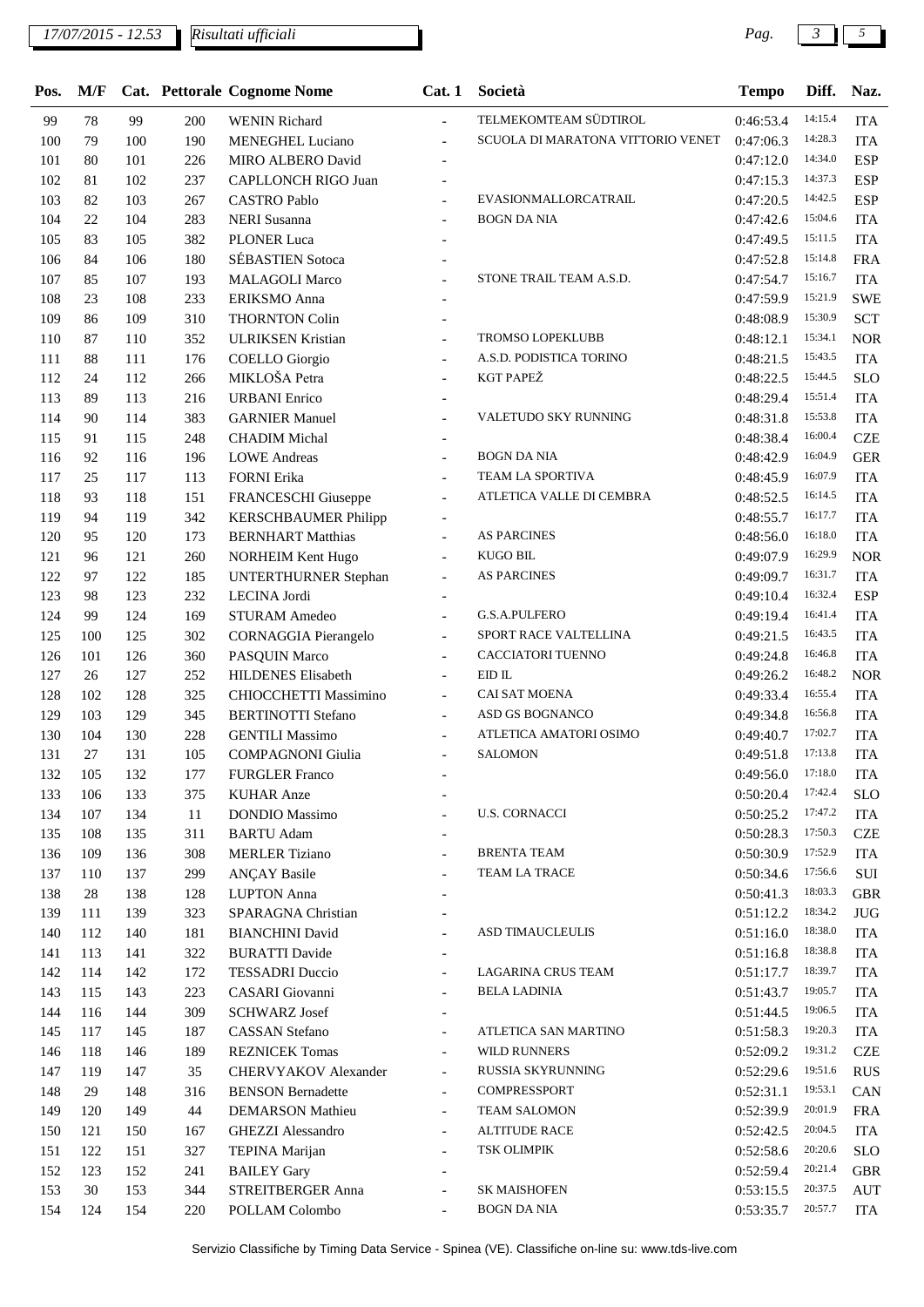| Pos. | M/F | Cat. | Pettorale | Cognome Nome | Cat. 1 | Società | Tempo | Diff. | Naz. |
|---|---|---|---|---|---|---|---|---|---|
| 99 | 78 | 99 | 200 | WENIN Richard | - | TELMEKOMTEAM SÜDTIROL | 0:46:53.4 | 14:15.4 | ITA |
| 100 | 79 | 100 | 190 | MENEGHEL Luciano | - | SCUOLA DI MARATONA VITTORIO VENET | 0:47:06.3 | 14:28.3 | ITA |
| 101 | 80 | 101 | 226 | MIRO ALBERO David | - | | 0:47:12.0 | 14:34.0 | ESP |
| 102 | 81 | 102 | 237 | CAPLLONCH RIGO Juan | - | | 0:47:15.3 | 14:37.3 | ESP |
| 103 | 82 | 103 | 267 | CASTRO Pablo | - | EVASIONMALLORCATRAIL | 0:47:20.5 | 14:42.5 | ESP |
| 104 | 22 | 104 | 283 | NERI Susanna | - | BOGN DA NIA | 0:47:42.6 | 15:04.6 | ITA |
| 105 | 83 | 105 | 382 | PLONER Luca | - | | 0:47:49.5 | 15:11.5 | ITA |
| 106 | 84 | 106 | 180 | SÉBASTIEN Sotoca | - | | 0:47:52.8 | 15:14.8 | FRA |
| 107 | 85 | 107 | 193 | MALAGOLI Marco | - | STONE TRAIL TEAM A.S.D. | 0:47:54.7 | 15:16.7 | ITA |
| 108 | 23 | 108 | 233 | ERIKSMO Anna | - | | 0:47:59.9 | 15:21.9 | SWE |
| 109 | 86 | 109 | 310 | THORNTON Colin | - | | 0:48:08.9 | 15:30.9 | SCT |
| 110 | 87 | 110 | 352 | ULRIKSEN Kristian | - | TROMSO LOPEKLUBB | 0:48:12.1 | 15:34.1 | NOR |
| 111 | 88 | 111 | 176 | COELLO Giorgio | - | A.S.D. PODISTICA TORINO | 0:48:21.5 | 15:43.5 | ITA |
| 112 | 24 | 112 | 266 | MIKLOŠA Petra | - | KGT PAPEŽ | 0:48:22.5 | 15:44.5 | SLO |
| 113 | 89 | 113 | 216 | URBANI Enrico | - | | 0:48:29.4 | 15:51.4 | ITA |
| 114 | 90 | 114 | 383 | GARNIER Manuel | - | VALETUDO SKY RUNNING | 0:48:31.8 | 15:53.8 | ITA |
| 115 | 91 | 115 | 248 | CHADIM Michal | - | | 0:48:38.4 | 16:00.4 | CZE |
| 116 | 92 | 116 | 196 | LOWE Andreas | - | BOGN DA NIA | 0:48:42.9 | 16:04.9 | GER |
| 117 | 25 | 117 | 113 | FORNI Erika | - | TEAM LA SPORTIVA | 0:48:45.9 | 16:07.9 | ITA |
| 118 | 93 | 118 | 151 | FRANCESCHI Giuseppe | - | ATLETICA VALLE DI CEMBRA | 0:48:52.5 | 16:14.5 | ITA |
| 119 | 94 | 119 | 342 | KERSCHBAUMER Philipp | - | | 0:48:55.7 | 16:17.7 | ITA |
| 120 | 95 | 120 | 173 | BERNHART Matthias | - | AS PARCINES | 0:48:56.0 | 16:18.0 | ITA |
| 121 | 96 | 121 | 260 | NORHEIM Kent Hugo | - | KUGO BIL | 0:49:07.9 | 16:29.9 | NOR |
| 122 | 97 | 122 | 185 | UNTERTHURNER Stephan | - | AS PARCINES | 0:49:09.7 | 16:31.7 | ITA |
| 123 | 98 | 123 | 232 | LECINA Jordi | - | | 0:49:10.4 | 16:32.4 | ESP |
| 124 | 99 | 124 | 169 | STURAM Amedeo | - | G.S.A.PULFERO | 0:49:19.4 | 16:41.4 | ITA |
| 125 | 100 | 125 | 302 | CORNAGGIA Pierangelo | - | SPORT RACE VALTELLINA | 0:49:21.5 | 16:43.5 | ITA |
| 126 | 101 | 126 | 360 | PASQUIN Marco | - | CACCIATORI TUENNO | 0:49:24.8 | 16:46.8 | ITA |
| 127 | 26 | 127 | 252 | HILDENES Elisabeth | - | EID IL | 0:49:26.2 | 16:48.2 | NOR |
| 128 | 102 | 128 | 325 | CHIOCCHETTI Massimino | - | CAI SAT MOENA | 0:49:33.4 | 16:55.4 | ITA |
| 129 | 103 | 129 | 345 | BERTINOTTI Stefano | - | ASD GS BOGNANCO | 0:49:34.8 | 16:56.8 | ITA |
| 130 | 104 | 130 | 228 | GENTILI Massimo | - | ATLETICA AMATORI OSIMO | 0:49:40.7 | 17:02.7 | ITA |
| 131 | 27 | 131 | 105 | COMPAGNONI Giulia | - | SALOMON | 0:49:51.8 | 17:13.8 | ITA |
| 132 | 105 | 132 | 177 | FURGLER Franco | - | | 0:49:56.0 | 17:18.0 | ITA |
| 133 | 106 | 133 | 375 | KUHAR Anze | - | | 0:50:20.4 | 17:42.4 | SLO |
| 134 | 107 | 134 | 11 | DONDIO Massimo | - | U.S. CORNACCI | 0:50:25.2 | 17:47.2 | ITA |
| 135 | 108 | 135 | 311 | BARTU Adam | - | | 0:50:28.3 | 17:50.3 | CZE |
| 136 | 109 | 136 | 308 | MERLER Tiziano | - | BRENTA TEAM | 0:50:30.9 | 17:52.9 | ITA |
| 137 | 110 | 137 | 299 | ANÇAY Basile | - | TEAM LA TRACE | 0:50:34.6 | 17:56.6 | SUI |
| 138 | 28 | 138 | 128 | LUPTON Anna | - | | 0:50:41.3 | 18:03.3 | GBR |
| 139 | 111 | 139 | 323 | SPARAGNA Christian | - | | 0:51:12.2 | 18:34.2 | JUG |
| 140 | 112 | 140 | 181 | BIANCHINI David | - | ASD TIMAUCLEULIS | 0:51:16.0 | 18:38.0 | ITA |
| 141 | 113 | 141 | 322 | BURATTI Davide | - | | 0:51:16.8 | 18:38.8 | ITA |
| 142 | 114 | 142 | 172 | TESSADRI Duccio | - | LAGARINA CRUS TEAM | 0:51:17.7 | 18:39.7 | ITA |
| 143 | 115 | 143 | 223 | CASARI Giovanni | - | BELA LADINIA | 0:51:43.7 | 19:05.7 | ITA |
| 144 | 116 | 144 | 309 | SCHWARZ Josef | - | | 0:51:44.5 | 19:06.5 | ITA |
| 145 | 117 | 145 | 187 | CASSAN Stefano | - | ATLETICA SAN MARTINO | 0:51:58.3 | 19:20.3 | ITA |
| 146 | 118 | 146 | 189 | REZNICEK Tomas | - | WILD RUNNERS | 0:52:09.2 | 19:31.2 | CZE |
| 147 | 119 | 147 | 35 | CHERVYAKOV Alexander | - | RUSSIA SKYRUNNING | 0:52:29.6 | 19:51.6 | RUS |
| 148 | 29 | 148 | 316 | BENSON Bernadette | - | COMPRESSPORT | 0:52:31.1 | 19:53.1 | CAN |
| 149 | 120 | 149 | 44 | DEMARSON Mathieu | - | TEAM SALOMON | 0:52:39.9 | 20:01.9 | FRA |
| 150 | 121 | 150 | 167 | GHEZZI Alessandro | - | ALTITUDE RACE | 0:52:42.5 | 20:04.5 | ITA |
| 151 | 122 | 151 | 327 | TEPINA Marijan | - | TSK OLIMPIK | 0:52:58.6 | 20:20.6 | SLO |
| 152 | 123 | 152 | 241 | BAILEY Gary | - | | 0:52:59.4 | 20:21.4 | GBR |
| 153 | 30 | 153 | 344 | STREITBERGER Anna | - | SK MAISHOFEN | 0:53:15.5 | 20:37.5 | AUT |
| 154 | 124 | 154 | 220 | POLLAM Colombo | - | BOGN DA NIA | 0:53:35.7 | 20:57.7 | ITA |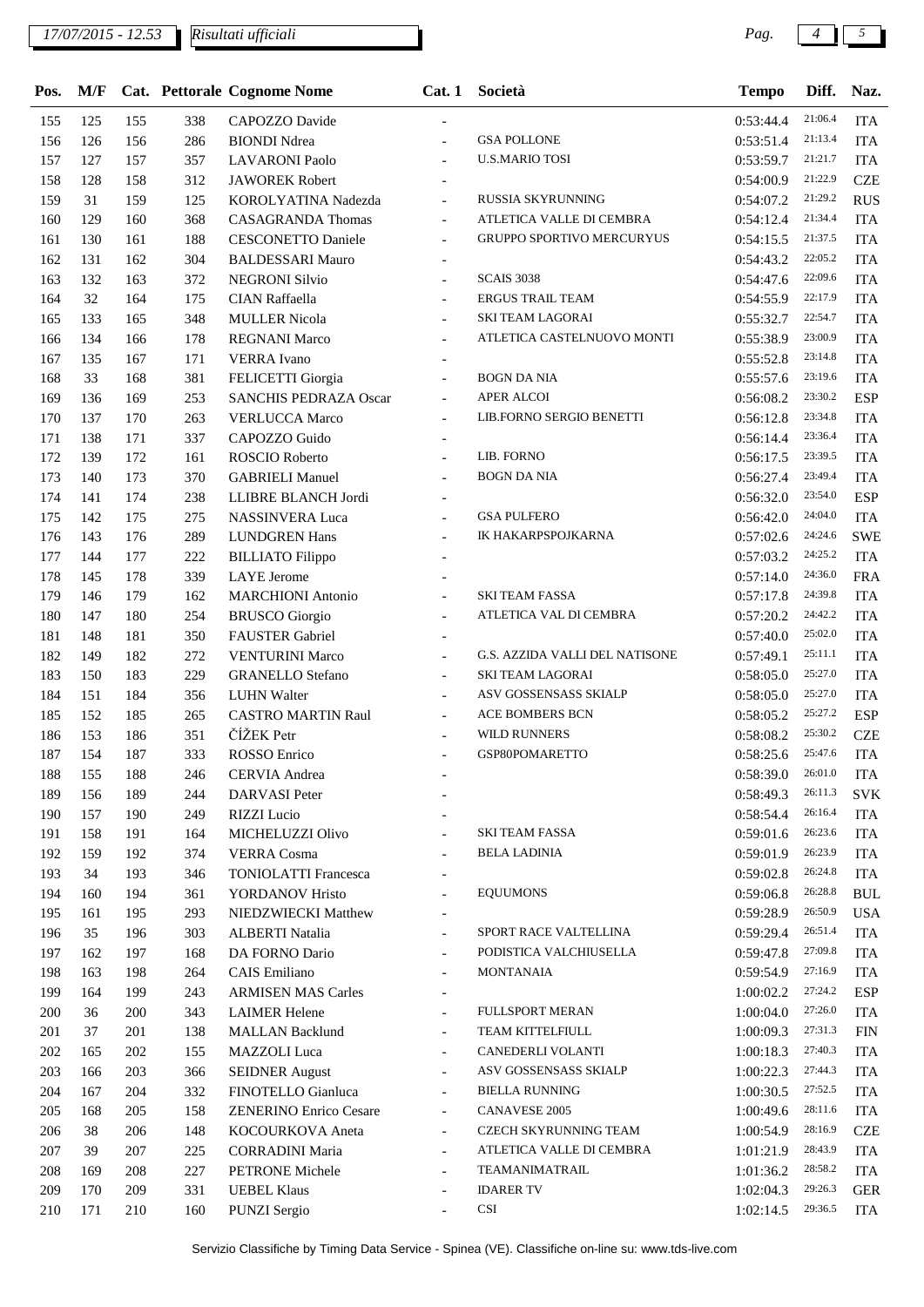*17/07/2015 - 12.53* *Risultati ufficiali*

| Pos. | M/F | Cat. | Pettorale | Cognome Nome | Cat. 1 | Società | Tempo | Diff. | Naz. |
|---|---|---|---|---|---|---|---|---|---|
| 155 | 125 | 155 | 338 | CAPOZZO Davide | - | | 0:53:44.4 | 21:06.4 | ITA |
| 156 | 126 | 156 | 286 | BIONDI Ndrea | - | GSA POLLONE | 0:53:51.4 | 21:13.4 | ITA |
| 157 | 127 | 157 | 357 | LAVARONI Paolo | - | U.S.MARIO TOSI | 0:53:59.7 | 21:21.7 | ITA |
| 158 | 128 | 158 | 312 | JAWOREK Robert | - | | 0:54:00.9 | 21:22.9 | CZE |
| 159 | 31 | 159 | 125 | KOROLYATINA Nadezda | - | RUSSIA SKYRUNNING | 0:54:07.2 | 21:29.2 | RUS |
| 160 | 129 | 160 | 368 | CASAGRANDA Thomas | - | ATLETICA VALLE DI CEMBRA | 0:54:12.4 | 21:34.4 | ITA |
| 161 | 130 | 161 | 188 | CESCONETTO Daniele | - | GRUPPO SPORTIVO MERCURYUS | 0:54:15.5 | 21:37.5 | ITA |
| 162 | 131 | 162 | 304 | BALDESSARI Mauro | - | | 0:54:43.2 | 22:05.2 | ITA |
| 163 | 132 | 163 | 372 | NEGRONI Silvio | - | SCAIS 3038 | 0:54:47.6 | 22:09.6 | ITA |
| 164 | 32 | 164 | 175 | CIAN Raffaella | - | ERGUS TRAIL TEAM | 0:54:55.9 | 22:17.9 | ITA |
| 165 | 133 | 165 | 348 | MULLER Nicola | - | SKI TEAM LAGORAI | 0:55:32.7 | 22:54.7 | ITA |
| 166 | 134 | 166 | 178 | REGNANI Marco | - | ATLETICA CASTELNUOVO MONTI | 0:55:38.9 | 23:00.9 | ITA |
| 167 | 135 | 167 | 171 | VERRA Ivano | - | | 0:55:52.8 | 23:14.8 | ITA |
| 168 | 33 | 168 | 381 | FELICETTI Giorgia | - | BOGN DA NIA | 0:55:57.6 | 23:19.6 | ITA |
| 169 | 136 | 169 | 253 | SANCHIS PEDRAZA Oscar | - | APER ALCOI | 0:56:08.2 | 23:30.2 | ESP |
| 170 | 137 | 170 | 263 | VERLUCCA Marco | - | LIB.FORNO SERGIO BENETTI | 0:56:12.8 | 23:34.8 | ITA |
| 171 | 138 | 171 | 337 | CAPOZZO Guido | - | | 0:56:14.4 | 23:36.4 | ITA |
| 172 | 139 | 172 | 161 | ROSCIO Roberto | - | LIB. FORNO | 0:56:17.5 | 23:39.5 | ITA |
| 173 | 140 | 173 | 370 | GABRIELI Manuel | - | BOGN DA NIA | 0:56:27.4 | 23:49.4 | ITA |
| 174 | 141 | 174 | 238 | LLIBRE BLANCH Jordi | - | | 0:56:32.0 | 23:54.0 | ESP |
| 175 | 142 | 175 | 275 | NASSINVERA Luca | - | GSA PULFERO | 0:56:42.0 | 24:04.0 | ITA |
| 176 | 143 | 176 | 289 | LUNDGREN Hans | - | IK HAKARPSPOJKARNA | 0:57:02.6 | 24:24.6 | SWE |
| 177 | 144 | 177 | 222 | BILLIATO Filippo | - | | 0:57:03.2 | 24:25.2 | ITA |
| 178 | 145 | 178 | 339 | LAYE Jerome | - | | 0:57:14.0 | 24:36.0 | FRA |
| 179 | 146 | 179 | 162 | MARCHIONI Antonio | - | SKI TEAM FASSA | 0:57:17.8 | 24:39.8 | ITA |
| 180 | 147 | 180 | 254 | BRUSCO Giorgio | - | ATLETICA VAL DI CEMBRA | 0:57:20.2 | 24:42.2 | ITA |
| 181 | 148 | 181 | 350 | FAUSTER Gabriel | - | | 0:57:40.0 | 25:02.0 | ITA |
| 182 | 149 | 182 | 272 | VENTURINI Marco | - | G.S. AZZIDA VALLI DEL NATISONE | 0:57:49.1 | 25:11.1 | ITA |
| 183 | 150 | 183 | 229 | GRANELLO Stefano | - | SKI TEAM LAGORAI | 0:58:05.0 | 25:27.0 | ITA |
| 184 | 151 | 184 | 356 | LUHN Walter | - | ASV GOSSENSASS SKIALP | 0:58:05.0 | 25:27.0 | ITA |
| 185 | 152 | 185 | 265 | CASTRO MARTIN Raul | - | ACE BOMBERS BCN | 0:58:05.2 | 25:27.2 | ESP |
| 186 | 153 | 186 | 351 | ČÍŽEK Petr | - | WILD RUNNERS | 0:58:08.2 | 25:30.2 | CZE |
| 187 | 154 | 187 | 333 | ROSSO Enrico | - | GSP80POMARETTO | 0:58:25.6 | 25:47.6 | ITA |
| 188 | 155 | 188 | 246 | CERVIA Andrea | - | | 0:58:39.0 | 26:01.0 | ITA |
| 189 | 156 | 189 | 244 | DARVASI Peter | - | | 0:58:49.3 | 26:11.3 | SVK |
| 190 | 157 | 190 | 249 | RIZZI Lucio | - | | 0:58:54.4 | 26:16.4 | ITA |
| 191 | 158 | 191 | 164 | MICHELUZZI Olivo | - | SKI TEAM FASSA | 0:59:01.6 | 26:23.6 | ITA |
| 192 | 159 | 192 | 374 | VERRA Cosma | - | BELA LADINIA | 0:59:01.9 | 26:23.9 | ITA |
| 193 | 34 | 193 | 346 | TONIOLATTI Francesca | - | | 0:59:02.8 | 26:24.8 | ITA |
| 194 | 160 | 194 | 361 | YORDANOV Hristo | - | EQUUMONS | 0:59:06.8 | 26:28.8 | BUL |
| 195 | 161 | 195 | 293 | NIEDZWIECKI Matthew | - | | 0:59:28.9 | 26:50.9 | USA |
| 196 | 35 | 196 | 303 | ALBERTI Natalia | - | SPORT RACE VALTELLINA | 0:59:29.4 | 26:51.4 | ITA |
| 197 | 162 | 197 | 168 | DA FORNO Dario | - | PODISTICA VALCHIUSELLA | 0:59:47.8 | 27:09.8 | ITA |
| 198 | 163 | 198 | 264 | CAIS Emiliano | - | MONTANAIA | 0:59:54.9 | 27:16.9 | ITA |
| 199 | 164 | 199 | 243 | ARMISEN MAS Carles | - | | 1:00:02.2 | 27:24.2 | ESP |
| 200 | 36 | 200 | 343 | LAIMER Helene | - | FULLSPORT MERAN | 1:00:04.0 | 27:26.0 | ITA |
| 201 | 37 | 201 | 138 | MALLAN Backlund | - | TEAM KITTELFIULL | 1:00:09.3 | 27:31.3 | FIN |
| 202 | 165 | 202 | 155 | MAZZOLI Luca | - | CANEDERLI VOLANTI | 1:00:18.3 | 27:40.3 | ITA |
| 203 | 166 | 203 | 366 | SEIDNER August | - | ASV GOSSENSASS SKIALP | 1:00:22.3 | 27:44.3 | ITA |
| 204 | 167 | 204 | 332 | FINOTELLO Gianluca | - | BIELLA RUNNING | 1:00:30.5 | 27:52.5 | ITA |
| 205 | 168 | 205 | 158 | ZENERINO Enrico Cesare | - | CANAVESE 2005 | 1:00:49.6 | 28:11.6 | ITA |
| 206 | 38 | 206 | 148 | KOCOURKOVA Aneta | - | CZECH SKYRUNNING TEAM | 1:00:54.9 | 28:16.9 | CZE |
| 207 | 39 | 207 | 225 | CORRADINI Maria | - | ATLETICA VALLE DI CEMBRA | 1:01:21.9 | 28:43.9 | ITA |
| 208 | 169 | 208 | 227 | PETRONE Michele | - | TEAMANIMATRAIL | 1:01:36.2 | 28:58.2 | ITA |
| 209 | 170 | 209 | 331 | UEBEL Klaus | - | IDARER TV | 1:02:04.3 | 29:26.3 | GER |
| 210 | 171 | 210 | 160 | PUNZI Sergio | - | CSI | 1:02:14.5 | 29:36.5 | ITA |

Servizio Classifiche by Timing Data Service - Spinea (VE). Classifiche on-line su: www.tds-live.com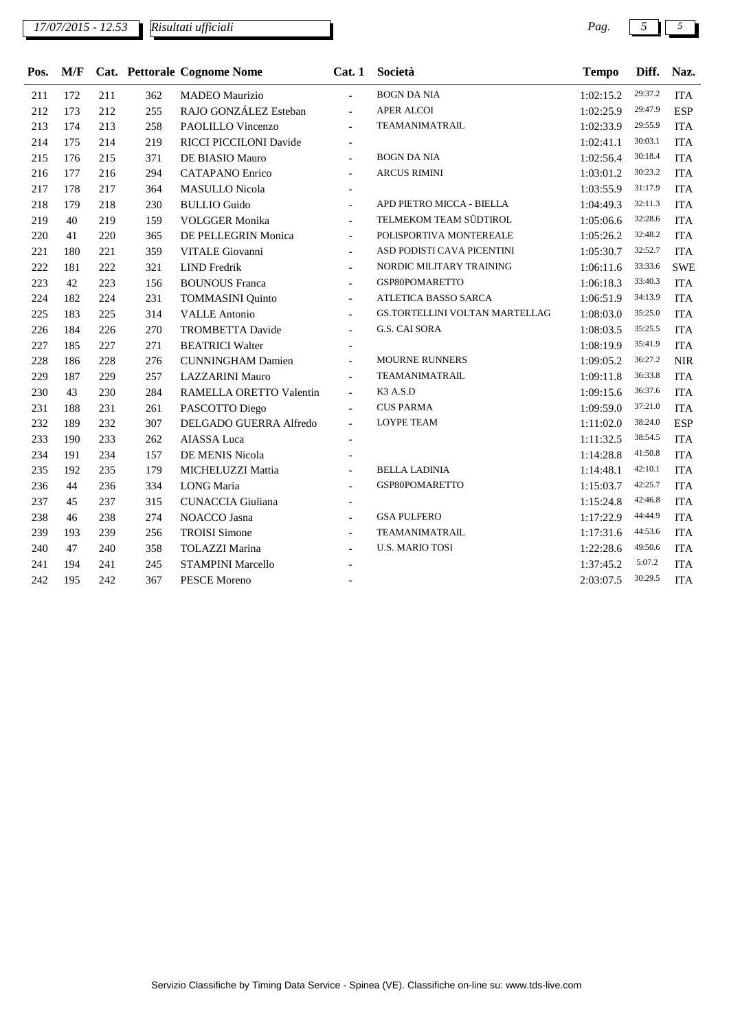| Pos. | M/F | Cat. | Pettorale | Cognome Nome | Cat. 1 | Società | Tempo | Diff. | Naz. |
|---|---|---|---|---|---|---|---|---|---|
| 211 | 172 | 211 | 362 | MADEO Maurizio | - | BOGN DA NIA | 1:02:15.2 | 29:37.2 | ITA |
| 212 | 173 | 212 | 255 | RAJO GONZÁLEZ Esteban | - | APER ALCOI | 1:02:25.9 | 29:47.9 | ESP |
| 213 | 174 | 213 | 258 | PAOLILLO Vincenzo | - | TEAMANIMATRAIL | 1:02:33.9 | 29:55.9 | ITA |
| 214 | 175 | 214 | 219 | RICCI PICCILONI Davide | - | | 1:02:41.1 | 30:03.1 | ITA |
| 215 | 176 | 215 | 371 | DE BIASIO Mauro | - | BOGN DA NIA | 1:02:56.4 | 30:18.4 | ITA |
| 216 | 177 | 216 | 294 | CATAPANO Enrico | - | ARCUS RIMINI | 1:03:01.2 | 30:23.2 | ITA |
| 217 | 178 | 217 | 364 | MASULLO Nicola | - | | 1:03:55.9 | 31:17.9 | ITA |
| 218 | 179 | 218 | 230 | BULLIO Guido | - | APD PIETRO MICCA - BIELLA | 1:04:49.3 | 32:11.3 | ITA |
| 219 | 40 | 219 | 159 | VOLGGER Monika | - | TELMEKOM TEAM SÜDTIROL | 1:05:06.6 | 32:28.6 | ITA |
| 220 | 41 | 220 | 365 | DE PELLEGRIN Monica | - | POLISPORTIVA MONTEREALE | 1:05:26.2 | 32:48.2 | ITA |
| 221 | 180 | 221 | 359 | VITALE Giovanni | - | ASD PODISTI CAVA PICENTINI | 1:05:30.7 | 32:52.7 | ITA |
| 222 | 181 | 222 | 321 | LIND Fredrik | - | NORDIC MILITARY TRAINING | 1:06:11.6 | 33:33.6 | SWE |
| 223 | 42 | 223 | 156 | BOUNOUS Franca | - | GSP80POMARETTO | 1:06:18.3 | 33:40.3 | ITA |
| 224 | 182 | 224 | 231 | TOMMASINI Quinto | - | ATLETICA BASSO SARCA | 1:06:51.9 | 34:13.9 | ITA |
| 225 | 183 | 225 | 314 | VALLE Antonio | - | GS.TORTELLINI VOLTAN MARTELLAG | 1:08:03.0 | 35:25.0 | ITA |
| 226 | 184 | 226 | 270 | TROMBETTA Davide | - | G.S. CAI SORA | 1:08:03.5 | 35:25.5 | ITA |
| 227 | 185 | 227 | 271 | BEATRICI Walter | - | | 1:08:19.9 | 35:41.9 | ITA |
| 228 | 186 | 228 | 276 | CUNNINGHAM Damien | - | MOURNE RUNNERS | 1:09:05.2 | 36:27.2 | NIR |
| 229 | 187 | 229 | 257 | LAZZARINI Mauro | - | TEAMANIMATRAIL | 1:09:11.8 | 36:33.8 | ITA |
| 230 | 43 | 230 | 284 | RAMELLA ORETTO Valentin | - | K3 A.S.D | 1:09:15.6 | 36:37.6 | ITA |
| 231 | 188 | 231 | 261 | PASCOTTO Diego | - | CUS PARMA | 1:09:59.0 | 37:21.0 | ITA |
| 232 | 189 | 232 | 307 | DELGADO GUERRA Alfredo | - | LOYPE TEAM | 1:11:02.0 | 38:24.0 | ESP |
| 233 | 190 | 233 | 262 | AIASSA Luca | - | | 1:11:32.5 | 38:54.5 | ITA |
| 234 | 191 | 234 | 157 | DE MENIS Nicola | - | | 1:14:28.8 | 41:50.8 | ITA |
| 235 | 192 | 235 | 179 | MICHELUZZI Mattia | - | BELLA LADINIA | 1:14:48.1 | 42:10.1 | ITA |
| 236 | 44 | 236 | 334 | LONG Maria | - | GSP80POMARETTO | 1:15:03.7 | 42:25.7 | ITA |
| 237 | 45 | 237 | 315 | CUNACCIA Giuliana | - | | 1:15:24.8 | 42:46.8 | ITA |
| 238 | 46 | 238 | 274 | NOACCO Jasna | - | GSA PULFERO | 1:17:22.9 | 44:44.9 | ITA |
| 239 | 193 | 239 | 256 | TROISI Simone | - | TEAMANIMATRAIL | 1:17:31.6 | 44:53.6 | ITA |
| 240 | 47 | 240 | 358 | TOLAZZI Marina | - | U.S. MARIO TOSI | 1:22:28.6 | 49:50.6 | ITA |
| 241 | 194 | 241 | 245 | STAMPINI Marcello | - | | 1:37:45.2 | 5:07.2 | ITA |
| 242 | 195 | 242 | 367 | PESCE Moreno | - | | 2:03:07.5 | 30:29.5 | ITA |

Servizio Classifiche by Timing Data Service - Spinea (VE). Classifiche on-line su: www.tds-live.com